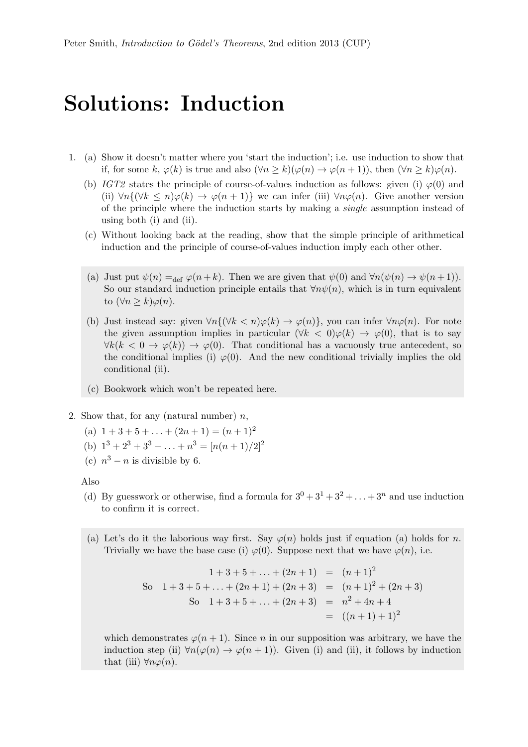# Solutions: Induction

1. (a) Show it doesn't matter where you 'start the induction'; i.e. use induction to show that if, for some $k$, $\varphi(k)$ is true and also $(\forall n \geq k)(\varphi(n) \to \varphi(n+1))$, then $(\forall n \geq k)\varphi(n)$.

   (b) *IGT2* states the principle of course-of-values induction as follows: given (i) $\varphi(0)$ and (ii) $\forall n\{(\forall k \leq n)\varphi(k) \to \varphi(n+1)\}$ we can infer (iii) $\forall n\varphi(n)$. Give another version of the principle where the induction starts by making a *single* assumption instead of using both (i) and (ii).

   (c) Without looking back at the reading, show that the simple principle of arithmetical induction and the principle of course-of-values induction imply each other other.

> (a) Just put $\psi(n) =_{\text{def}} \varphi(n+k)$. Then we are given that $\psi(0)$ and $\forall n(\psi(n) \to \psi(n+1))$. So our standard induction principle entails that $\forall n\psi(n)$, which is in turn equivalent to $(\forall n \geq k)\varphi(n)$.
>
> (b) Just instead say: given $\forall n\{(\forall k < n)\varphi(k) \to \varphi(n)\}$, you can infer $\forall n\varphi(n)$. For note the given assumption implies in particular $(\forall k < 0)\varphi(k) \to \varphi(0)$, that is to say $\forall k(k < 0 \to \varphi(k)) \to \varphi(0)$. That conditional has a vacuously true antecedent, so the conditional implies (i) $\varphi(0)$. And the new conditional trivially implies the old conditional (ii).
>
> (c) Bookwork which won't be repeated here.

2. Show that, for any (natural number) $n$,

   (a) $1 + 3 + 5 + \ldots + (2n+1) = (n+1)^2$

   (b) $1^3 + 2^3 + 3^3 + \ldots + n^3 = [n(n+1)/2]^2$

   (c) $n^3 - n$ is divisible by 6.

   Also

   (d) By guesswork or otherwise, find a formula for $3^0 + 3^1 + 3^2 + \ldots + 3^n$ and use induction to confirm it is correct.

> (a) Let's do it the laborious way first. Say $\varphi(n)$ holds just if equation (a) holds for $n$. Trivially we have the base case (i) $\varphi(0)$. Suppose next that we have $\varphi(n)$, i.e.
>
> $$\begin{aligned} 1 + 3 + 5 + \ldots + (2n+1) &= (n+1)^2 \\ \text{So} \quad 1 + 3 + 5 + \ldots + (2n+1) + (2n+3) &= (n+1)^2 + (2n+3) \\ \text{So} \quad 1 + 3 + 5 + \ldots + (2n+3) &= n^2 + 4n + 4 \\ &= ((n+1)+1)^2 \end{aligned}$$
>
> which demonstrates $\varphi(n+1)$. Since $n$ in our supposition was arbitrary, we have the induction step (ii) $\forall n(\varphi(n) \to \varphi(n+1))$. Given (i) and (ii), it follows by induction that (iii) $\forall n\varphi(n)$.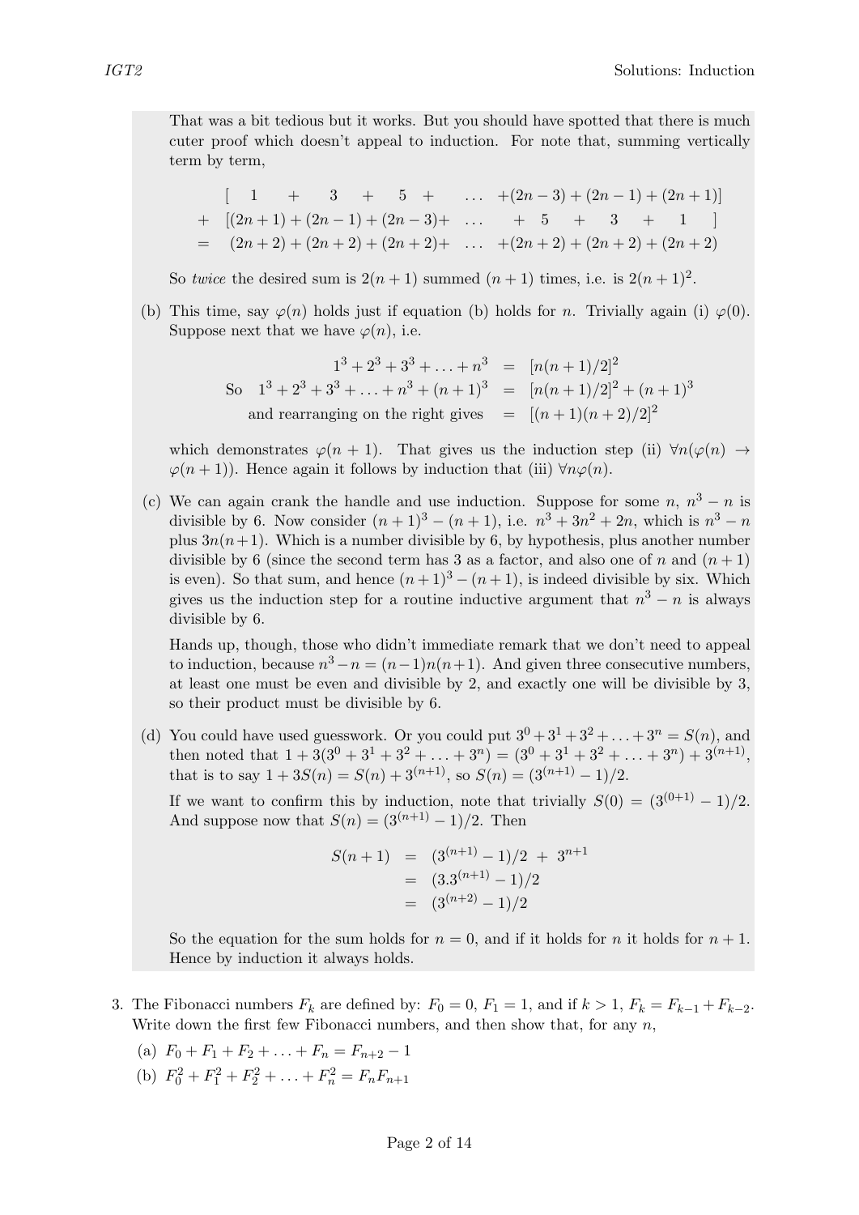That was a bit tedious but it works. But you should have spotted that there is much cuter proof which doesn't appeal to induction. For note that, summing vertically term by term,

$$\begin{array}{rl} & [\;1 \;+\; 3 \;+\; 5 \;+\; \ldots \;+(2n-3)+(2n-1)+(2n+1)] \\ + & [(2n+1)+(2n-1)+(2n-3)+ \;\ldots\; +\; 5 \;+\; 3 \;+\; 1\;] \\ = & (2n+2)+(2n+2)+(2n+2)+ \;\ldots\; +(2n+2)+(2n+2)+(2n+2) \end{array}$$

So *twice* the desired sum is $2(n+1)$ summed $(n+1)$ times, i.e. is $2(n+1)^2$.

(b) This time, say $\varphi(n)$ holds just if equation (b) holds for $n$. Trivially again (i) $\varphi(0)$. Suppose next that we have $\varphi(n)$, i.e.

$$\begin{aligned} 1^3+2^3+3^3+\ldots+n^3 &= [n(n+1)/2]^2 \\ \text{So}\quad 1^3+2^3+3^3+\ldots+n^3+(n+1)^3 &= [n(n+1)/2]^2+(n+1)^3 \\ \text{and rearranging on the right gives} &= [(n+1)(n+2)/2]^2 \end{aligned}$$

which demonstrates $\varphi(n+1)$. That gives us the induction step (ii) $\forall n(\varphi(n) \to \varphi(n+1))$. Hence again it follows by induction that (iii) $\forall n\varphi(n)$.

(c) We can again crank the handle and use induction. Suppose for some $n$, $n^3-n$ is divisible by 6. Now consider $(n+1)^3-(n+1)$, i.e. $n^3+3n^2+2n$, which is $n^3-n$ plus $3n(n+1)$. Which is a number divisible by 6, by hypothesis, plus another number divisible by 6 (since the second term has 3 as a factor, and also one of $n$ and $(n+1)$ is even). So that sum, and hence $(n+1)^3-(n+1)$, is indeed divisible by six. Which gives us the induction step for a routine inductive argument that $n^3-n$ is always divisible by 6.

Hands up, though, those who didn't immediate remark that we don't need to appeal to induction, because $n^3-n=(n-1)n(n+1)$. And given three consecutive numbers, at least one must be even and divisible by 2, and exactly one will be divisible by 3, so their product must be divisible by 6.

(d) You could have used guesswork. Or you could put $3^0+3^1+3^2+\ldots+3^n=S(n)$, and then noted that $1+3(3^0+3^1+3^2+\ldots+3^n)=(3^0+3^1+3^2+\ldots+3^n)+3^{(n+1)}$, that is to say $1+3S(n)=S(n)+3^{(n+1)}$, so $S(n)=(3^{(n+1)}-1)/2$.

If we want to confirm this by induction, note that trivially $S(0)=(3^{(0+1)}-1)/2$. And suppose now that $S(n)=(3^{(n+1)}-1)/2$. Then

$$\begin{aligned} S(n+1) &= (3^{(n+1)}-1)/2 \;+\; 3^{n+1} \\ &= (3.3^{(n+1)}-1)/2 \\ &= (3^{(n+2)}-1)/2 \end{aligned}$$

So the equation for the sum holds for $n=0$, and if it holds for $n$ it holds for $n+1$. Hence by induction it always holds.

3. The Fibonacci numbers $F_k$ are defined by: $F_0=0$, $F_1=1$, and if $k>1$, $F_k=F_{k-1}+F_{k-2}$. Write down the first few Fibonacci numbers, and then show that, for any $n$,

(a) $F_0+F_1+F_2+\ldots+F_n=F_{n+2}-1$

(b) $F_0^2+F_1^2+F_2^2+\ldots+F_n^2=F_nF_{n+1}$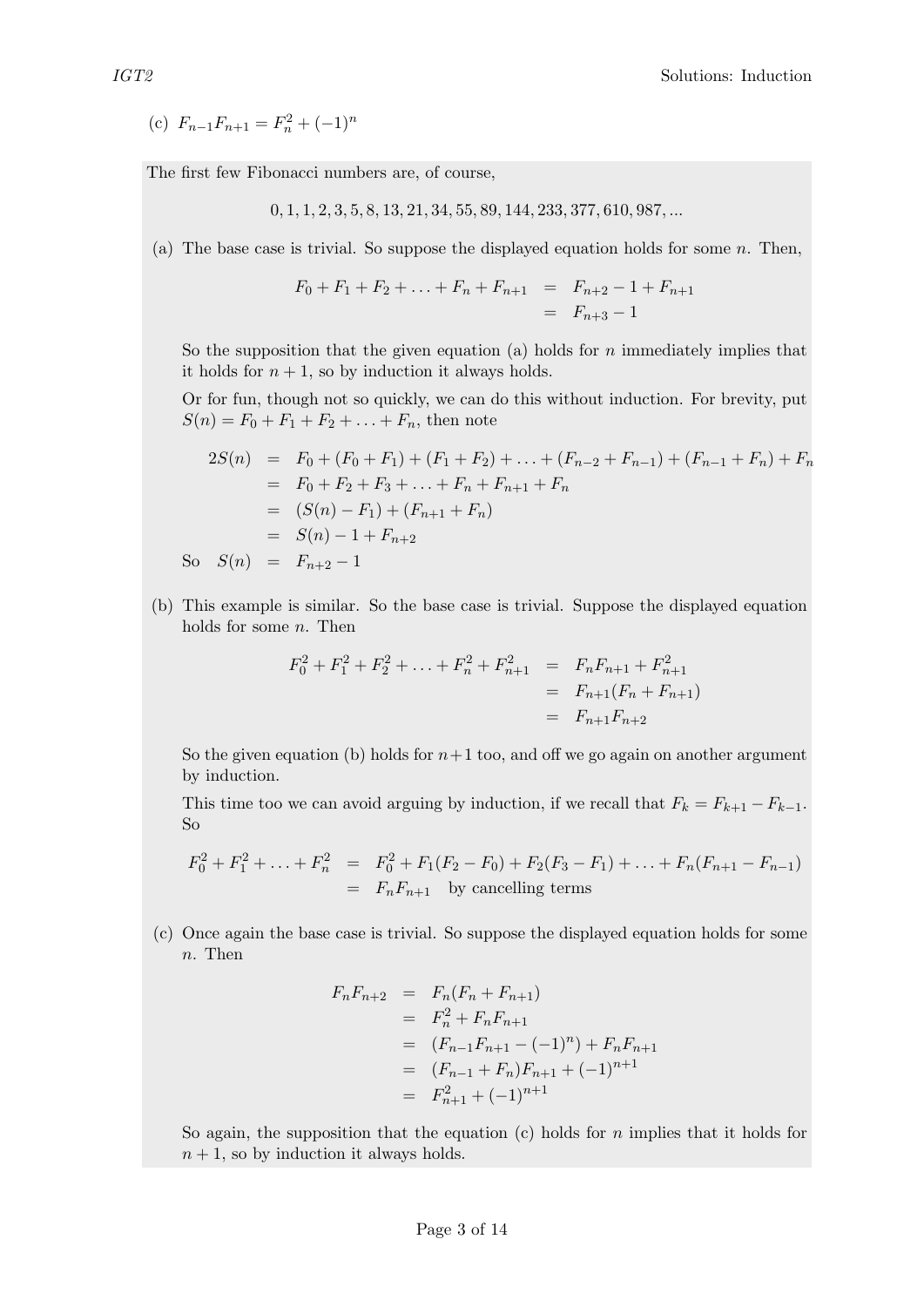(c) $F_{n-1}F_{n+1} = F_n^2 + (-1)^n$

The first few Fibonacci numbers are, of course,

$$0, 1, 1, 2, 3, 5, 8, 13, 21, 34, 55, 89, 144, 233, 377, 610, 987, ...$$

(a) The base case is trivial. So suppose the displayed equation holds for some $n$. Then,

$$\begin{aligned} F_0 + F_1 + F_2 + \ldots + F_n + F_{n+1} &= F_{n+2} - 1 + F_{n+1} \\ &= F_{n+3} - 1 \end{aligned}$$

So the supposition that the given equation (a) holds for $n$ immediately implies that it holds for $n + 1$, so by induction it always holds.

Or for fun, though not so quickly, we can do this without induction. For brevity, put $S(n) = F_0 + F_1 + F_2 + \ldots + F_n$, then note

$$\begin{aligned} 2S(n) &= F_0 + (F_0 + F_1) + (F_1 + F_2) + \ldots + (F_{n-2} + F_{n-1}) + (F_{n-1} + F_n) + F_n \\ &= F_0 + F_2 + F_3 + \ldots + F_n + F_{n+1} + F_n \\ &= (S(n) - F_1) + (F_{n+1} + F_n) \\ &= S(n) - 1 + F_{n+2} \\ \text{So} \quad S(n) &= F_{n+2} - 1 \end{aligned}$$

(b) This example is similar. So the base case is trivial. Suppose the displayed equation holds for some $n$. Then

$$\begin{aligned} F_0^2 + F_1^2 + F_2^2 + \ldots + F_n^2 + F_{n+1}^2 &= F_n F_{n+1} + F_{n+1}^2 \\ &= F_{n+1}(F_n + F_{n+1}) \\ &= F_{n+1}F_{n+2} \end{aligned}$$

So the given equation (b) holds for $n+1$ too, and off we go again on another argument by induction.

This time too we can avoid arguing by induction, if we recall that $F_k = F_{k+1} - F_{k-1}$. So

$$\begin{aligned} F_0^2 + F_1^2 + \ldots + F_n^2 &= F_0^2 + F_1(F_2 - F_0) + F_2(F_3 - F_1) + \ldots + F_n(F_{n+1} - F_{n-1}) \\ &= F_n F_{n+1} \quad \text{by cancelling terms} \end{aligned}$$

(c) Once again the base case is trivial. So suppose the displayed equation holds for some $n$. Then

$$\begin{aligned} F_n F_{n+2} &= F_n(F_n + F_{n+1}) \\ &= F_n^2 + F_n F_{n+1} \\ &= (F_{n-1}F_{n+1} - (-1)^n) + F_n F_{n+1} \\ &= (F_{n-1} + F_n)F_{n+1} + (-1)^{n+1} \\ &= F_{n+1}^2 + (-1)^{n+1} \end{aligned}$$

So again, the supposition that the equation (c) holds for $n$ implies that it holds for $n + 1$, so by induction it always holds.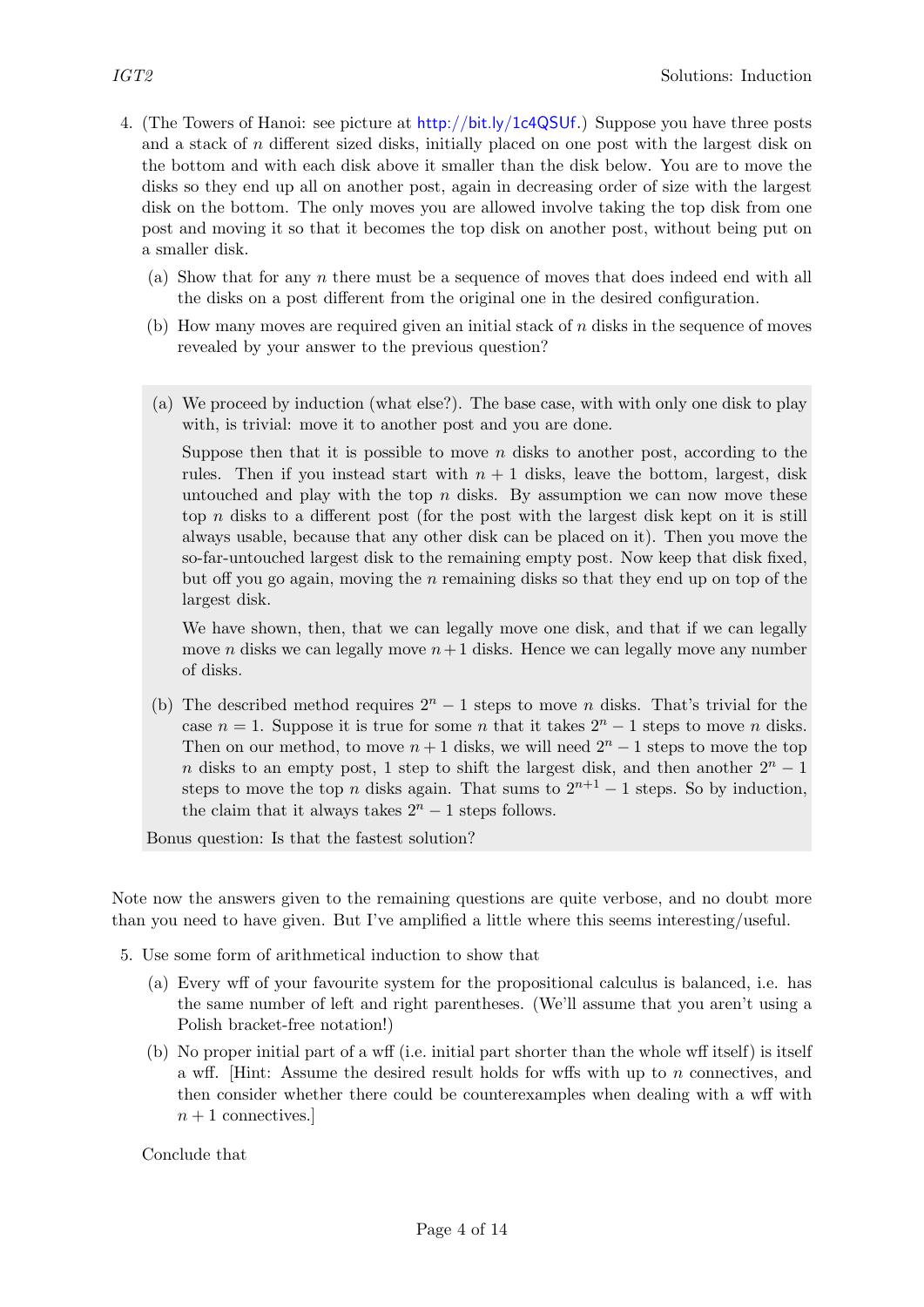4. (The Towers of Hanoi: see picture at http://bit.ly/1c4QSUf.) Suppose you have three posts and a stack of $n$ different sized disks, initially placed on one post with the largest disk on the bottom and with each disk above it smaller than the disk below. You are to move the disks so they end up all on another post, again in decreasing order of size with the largest disk on the bottom. The only moves you are allowed involve taking the top disk from one post and moving it so that it becomes the top disk on another post, without being put on a smaller disk.

   (a) Show that for any $n$ there must be a sequence of moves that does indeed end with all the disks on a post different from the original one in the desired configuration.

   (b) How many moves are required given an initial stack of $n$ disks in the sequence of moves revealed by your answer to the previous question?

> (a) We proceed by induction (what else?). The base case, with with only one disk to play with, is trivial: move it to another post and you are done.
>
> Suppose then that it is possible to move $n$ disks to another post, according to the rules. Then if you instead start with $n + 1$ disks, leave the bottom, largest, disk untouched and play with the top $n$ disks. By assumption we can now move these top $n$ disks to a different post (for the post with the largest disk kept on it is still always usable, because that any other disk can be placed on it). Then you move the so-far-untouched largest disk to the remaining empty post. Now keep that disk fixed, but off you go again, moving the $n$ remaining disks so that they end up on top of the largest disk.
>
> We have shown, then, that we can legally move one disk, and that if we can legally move $n$ disks we can legally move $n+1$ disks. Hence we can legally move any number of disks.
>
> (b) The described method requires $2^n - 1$ steps to move $n$ disks. That's trivial for the case $n = 1$. Suppose it is true for some $n$ that it takes $2^n - 1$ steps to move $n$ disks. Then on our method, to move $n + 1$ disks, we will need $2^n - 1$ steps to move the top $n$ disks to an empty post, 1 step to shift the largest disk, and then another $2^n - 1$ steps to move the top $n$ disks again. That sums to $2^{n+1} - 1$ steps. So by induction, the claim that it always takes $2^n - 1$ steps follows.
>
> Bonus question: Is that the fastest solution?

Note now the answers given to the remaining questions are quite verbose, and no doubt more than you need to have given. But I've amplified a little where this seems interesting/useful.

5. Use some form of arithmetical induction to show that

   (a) Every wff of your favourite system for the propositional calculus is balanced, i.e. has the same number of left and right parentheses. (We'll assume that you aren't using a Polish bracket-free notation!)

   (b) No proper initial part of a wff (i.e. initial part shorter than the whole wff itself) is itself a wff. [Hint: Assume the desired result holds for wffs with up to $n$ connectives, and then consider whether there could be counterexamples when dealing with a wff with $n + 1$ connectives.]

   Conclude that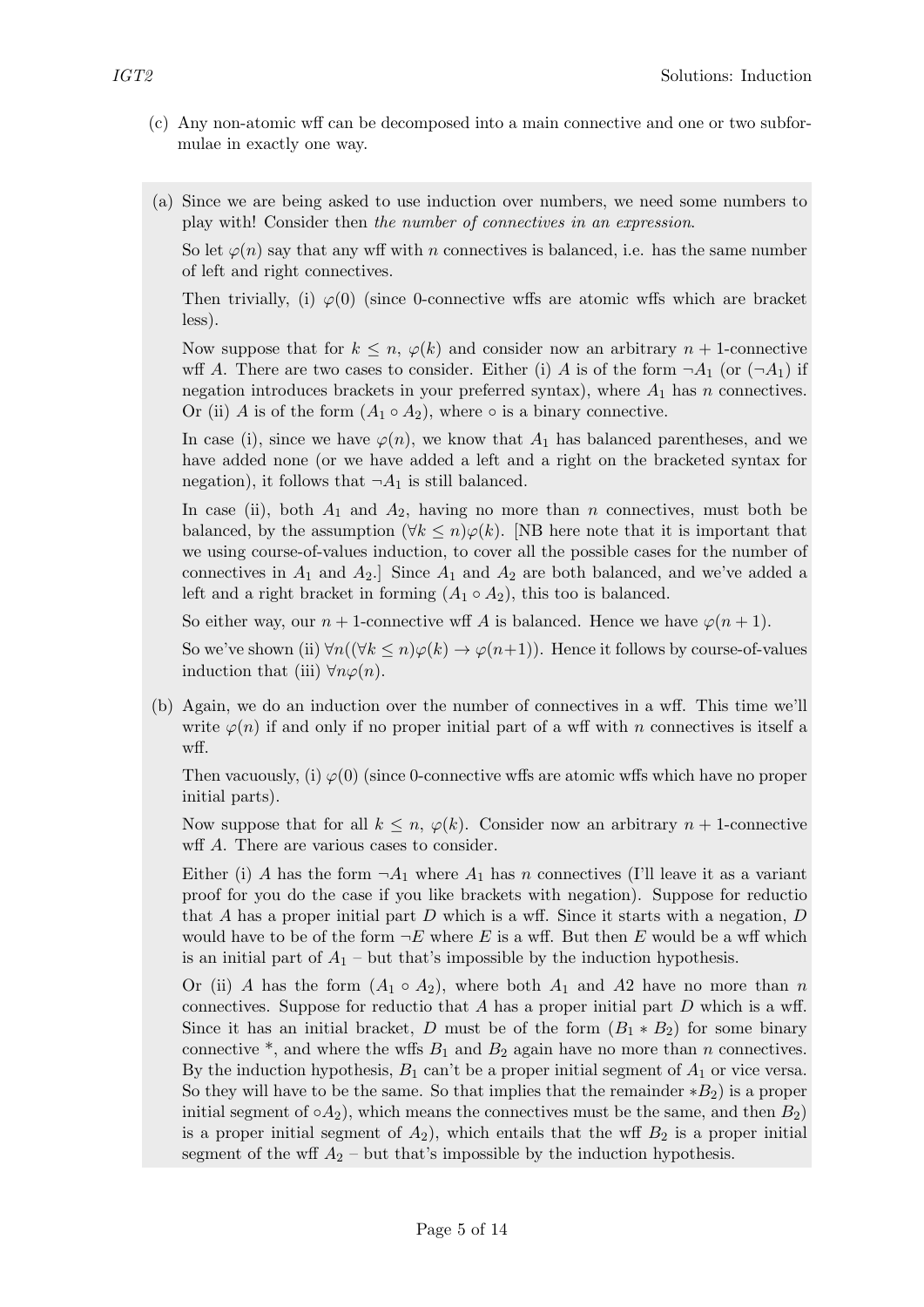(c) Any non-atomic wff can be decomposed into a main connective and one or two subformulae in exactly one way.

(a) Since we are being asked to use induction over numbers, we need some numbers to play with! Consider then *the number of connectives in an expression.*

So let $\varphi(n)$ say that any wff with $n$ connectives is balanced, i.e. has the same number of left and right connectives.

Then trivially, (i) $\varphi(0)$ (since 0-connective wffs are atomic wffs which are bracket less).

Now suppose that for $k \leq n$, $\varphi(k)$ and consider now an arbitrary $n+1$-connective wff $A$. There are two cases to consider. Either (i) $A$ is of the form $\neg A_1$ (or $(\neg A_1)$ if negation introduces brackets in your preferred syntax), where $A_1$ has $n$ connectives. Or (ii) $A$ is of the form $(A_1 \circ A_2)$, where $\circ$ is a binary connective.

In case (i), since we have $\varphi(n)$, we know that $A_1$ has balanced parentheses, and we have added none (or we have added a left and a right on the bracketed syntax for negation), it follows that $\neg A_1$ is still balanced.

In case (ii), both $A_1$ and $A_2$, having no more than $n$ connectives, must both be balanced, by the assumption $(\forall k \leq n)\varphi(k)$. [NB here note that it is important that we using course-of-values induction, to cover all the possible cases for the number of connectives in $A_1$ and $A_2$.] Since $A_1$ and $A_2$ are both balanced, and we've added a left and a right bracket in forming $(A_1 \circ A_2)$, this too is balanced.

So either way, our $n+1$-connective wff $A$ is balanced. Hence we have $\varphi(n+1)$.

So we've shown (ii) $\forall n((\forall k \leq n)\varphi(k) \rightarrow \varphi(n+1))$. Hence it follows by course-of-values induction that (iii) $\forall n \varphi(n)$.

(b) Again, we do an induction over the number of connectives in a wff. This time we'll write $\varphi(n)$ if and only if no proper initial part of a wff with $n$ connectives is itself a wff.

Then vacuously, (i) $\varphi(0)$ (since 0-connective wffs are atomic wffs which have no proper initial parts).

Now suppose that for all $k \leq n$, $\varphi(k)$. Consider now an arbitrary $n+1$-connective wff $A$. There are various cases to consider.

Either (i) $A$ has the form $\neg A_1$ where $A_1$ has $n$ connectives (I'll leave it as a variant proof for you do the case if you like brackets with negation). Suppose for reductio that $A$ has a proper initial part $D$ which is a wff. Since it starts with a negation, $D$ would have to be of the form $\neg E$ where $E$ is a wff. But then $E$ would be a wff which is an initial part of $A_1$ – but that's impossible by the induction hypothesis.

Or (ii) $A$ has the form $(A_1 \circ A_2)$, where both $A_1$ and $A2$ have no more than $n$ connectives. Suppose for reductio that $A$ has a proper initial part $D$ which is a wff. Since it has an initial bracket, $D$ must be of the form $(B_1 * B_2)$ for some binary connective *, and where the wffs $B_1$ and $B_2$ again have no more than $n$ connectives. By the induction hypothesis, $B_1$ can't be a proper initial segment of $A_1$ or vice versa. So they will have to be the same. So that implies that the remainder $*B_2)$ is a proper initial segment of $\circ A_2)$, which means the connectives must be the same, and then $B_2)$ is a proper initial segment of $A_2)$, which entails that the wff $B_2$ is a proper initial segment of the wff $A_2$ – but that's impossible by the induction hypothesis.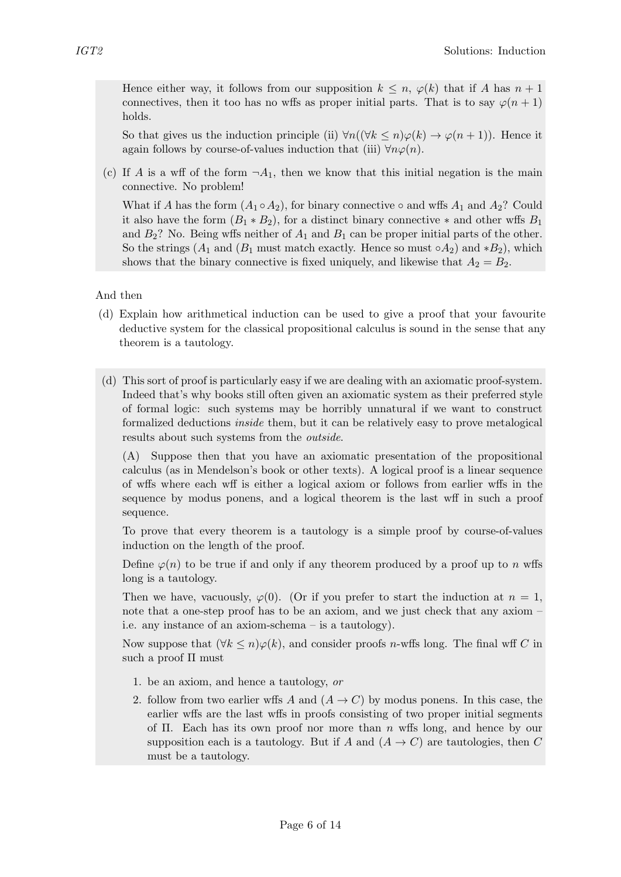Hence either way, it follows from our supposition $k \leq n$, $\varphi(k)$ that if $A$ has $n+1$ connectives, then it too has no wffs as proper initial parts. That is to say $\varphi(n+1)$ holds.

So that gives us the induction principle (ii) $\forall n((\forall k \leq n)\varphi(k) \to \varphi(n+1))$. Hence it again follows by course-of-values induction that (iii) $\forall n \varphi(n)$.

(c) If $A$ is a wff of the form $\neg A_1$, then we know that this initial negation is the main connective. No problem!

What if $A$ has the form $(A_1 \circ A_2)$, for binary connective $\circ$ and wffs $A_1$ and $A_2$? Could it also have the form $(B_1 * B_2)$, for a distinct binary connective $*$ and other wffs $B_1$ and $B_2$? No. Being wffs neither of $A_1$ and $B_1$ can be proper initial parts of the other. So the strings $(A_1$ and $(B_1$ must match exactly. Hence so must $\circ A_2)$ and $*B_2)$, which shows that the binary connective is fixed uniquely, and likewise that $A_2 = B_2$.

And then

(d) Explain how arithmetical induction can be used to give a proof that your favourite deductive system for the classical propositional calculus is sound in the sense that any theorem is a tautology.

(d) This sort of proof is particularly easy if we are dealing with an axiomatic proof-system. Indeed that's why books still often given an axiomatic system as their preferred style of formal logic: such systems may be horribly unnatural if we want to construct formalized deductions *inside* them, but it can be relatively easy to prove metalogical results about such systems from the *outside*.

(A) Suppose then that you have an axiomatic presentation of the propositional calculus (as in Mendelson's book or other texts). A logical proof is a linear sequence of wffs where each wff is either a logical axiom or follows from earlier wffs in the sequence by modus ponens, and a logical theorem is the last wff in such a proof sequence.

To prove that every theorem is a tautology is a simple proof by course-of-values induction on the length of the proof.

Define $\varphi(n)$ to be true if and only if any theorem produced by a proof up to $n$ wffs long is a tautology.

Then we have, vacuously, $\varphi(0)$. (Or if you prefer to start the induction at $n = 1$, note that a one-step proof has to be an axiom, and we just check that any axiom – i.e. any instance of an axiom-schema – is a tautology).

Now suppose that $(\forall k \leq n)\varphi(k)$, and consider proofs $n$-wffs long. The final wff $C$ in such a proof $\Pi$ must

1. be an axiom, and hence a tautology, *or*
2. follow from two earlier wffs $A$ and $(A \to C)$ by modus ponens. In this case, the earlier wffs are the last wffs in proofs consisting of two proper initial segments of $\Pi$. Each has its own proof nor more than $n$ wffs long, and hence by our supposition each is a tautology. But if $A$ and $(A \to C)$ are tautologies, then $C$ must be a tautology.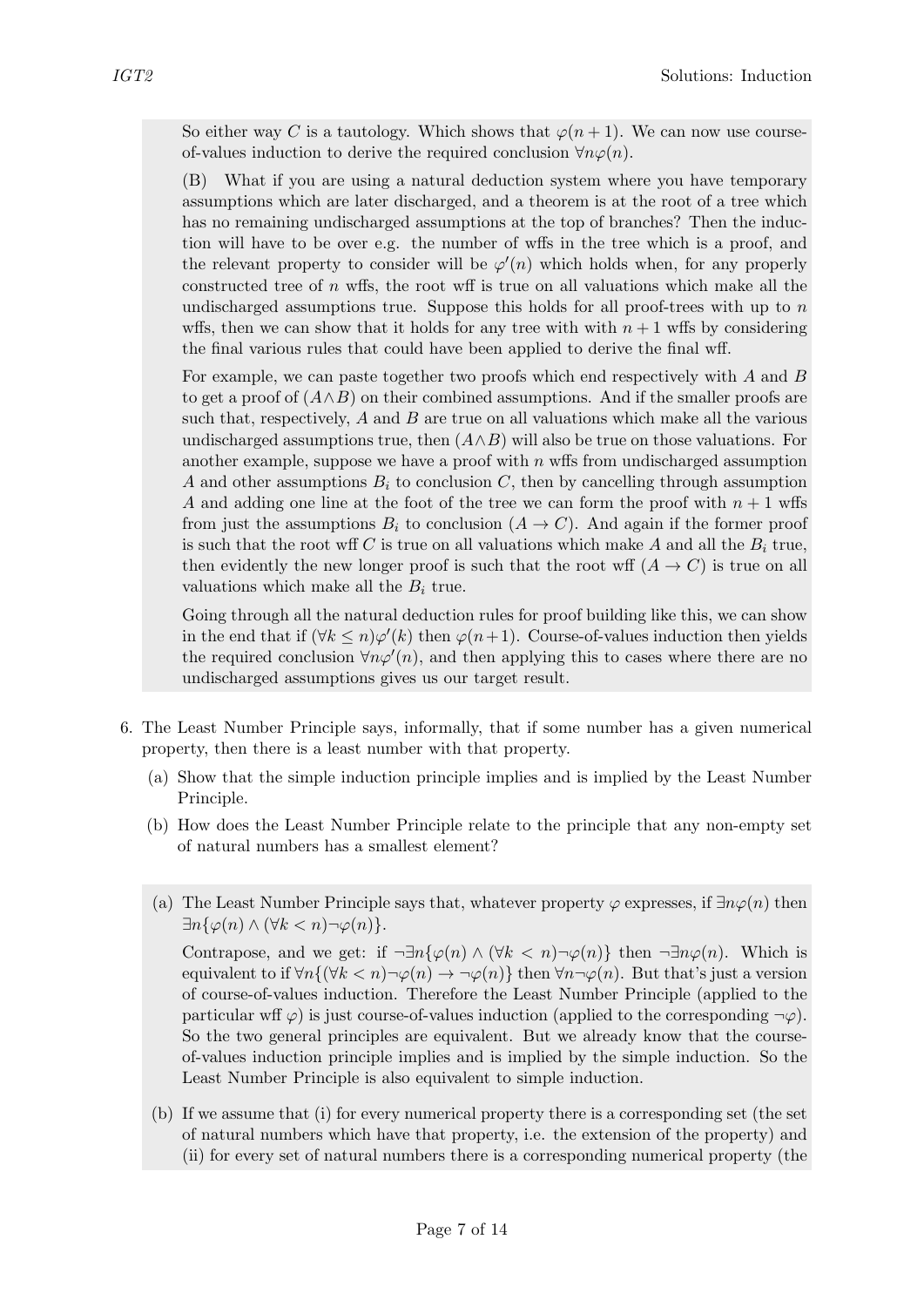So either way $C$ is a tautology. Which shows that $\varphi(n+1)$. We can now use course-of-values induction to derive the required conclusion $\forall n\varphi(n)$.

(B) What if you are using a natural deduction system where you have temporary assumptions which are later discharged, and a theorem is at the root of a tree which has no remaining undischarged assumptions at the top of branches? Then the induction will have to be over e.g. the number of wffs in the tree which is a proof, and the relevant property to consider will be $\varphi'(n)$ which holds when, for any properly constructed tree of $n$ wffs, the root wff is true on all valuations which make all the undischarged assumptions true. Suppose this holds for all proof-trees with up to $n$ wffs, then we can show that it holds for any tree with with $n+1$ wffs by considering the final various rules that could have been applied to derive the final wff.

For example, we can paste together two proofs which end respectively with $A$ and $B$ to get a proof of $(A \wedge B)$ on their combined assumptions. And if the smaller proofs are such that, respectively, $A$ and $B$ are true on all valuations which make all the various undischarged assumptions true, then $(A \wedge B)$ will also be true on those valuations. For another example, suppose we have a proof with $n$ wffs from undischarged assumption $A$ and other assumptions $B_i$ to conclusion $C$, then by cancelling through assumption $A$ and adding one line at the foot of the tree we can form the proof with $n+1$ wffs from just the assumptions $B_i$ to conclusion $(A \to C)$. And again if the former proof is such that the root wff $C$ is true on all valuations which make $A$ and all the $B_i$ true, then evidently the new longer proof is such that the root wff $(A \to C)$ is true on all valuations which make all the $B_i$ true.

Going through all the natural deduction rules for proof building like this, we can show in the end that if $(\forall k \leq n)\varphi'(k)$ then $\varphi(n+1)$. Course-of-values induction then yields the required conclusion $\forall n\varphi'(n)$, and then applying this to cases where there are no undischarged assumptions gives us our target result.

6. The Least Number Principle says, informally, that if some number has a given numerical property, then there is a least number with that property.

   (a) Show that the simple induction principle implies and is implied by the Least Number Principle.

   (b) How does the Least Number Principle relate to the principle that any non-empty set of natural numbers has a smallest element?

(a) The Least Number Principle says that, whatever property $\varphi$ expresses, if $\exists n\varphi(n)$ then $\exists n\{\varphi(n) \wedge (\forall k < n)\neg\varphi(n)\}$.

Contrapose, and we get: if $\neg\exists n\{\varphi(n) \wedge (\forall k < n)\neg\varphi(n)\}$ then $\neg\exists n\varphi(n)$. Which is equivalent to if $\forall n\{(\forall k < n)\neg\varphi(n) \to \neg\varphi(n)\}$ then $\forall n\neg\varphi(n)$. But that's just a version of course-of-values induction. Therefore the Least Number Principle (applied to the particular wff $\varphi$) is just course-of-values induction (applied to the corresponding $\neg\varphi$). So the two general principles are equivalent. But we already know that the course-of-values induction principle implies and is implied by the simple induction. So the Least Number Principle is also equivalent to simple induction.

(b) If we assume that (i) for every numerical property there is a corresponding set (the set of natural numbers which have that property, i.e. the extension of the property) and (ii) for every set of natural numbers there is a corresponding numerical property (the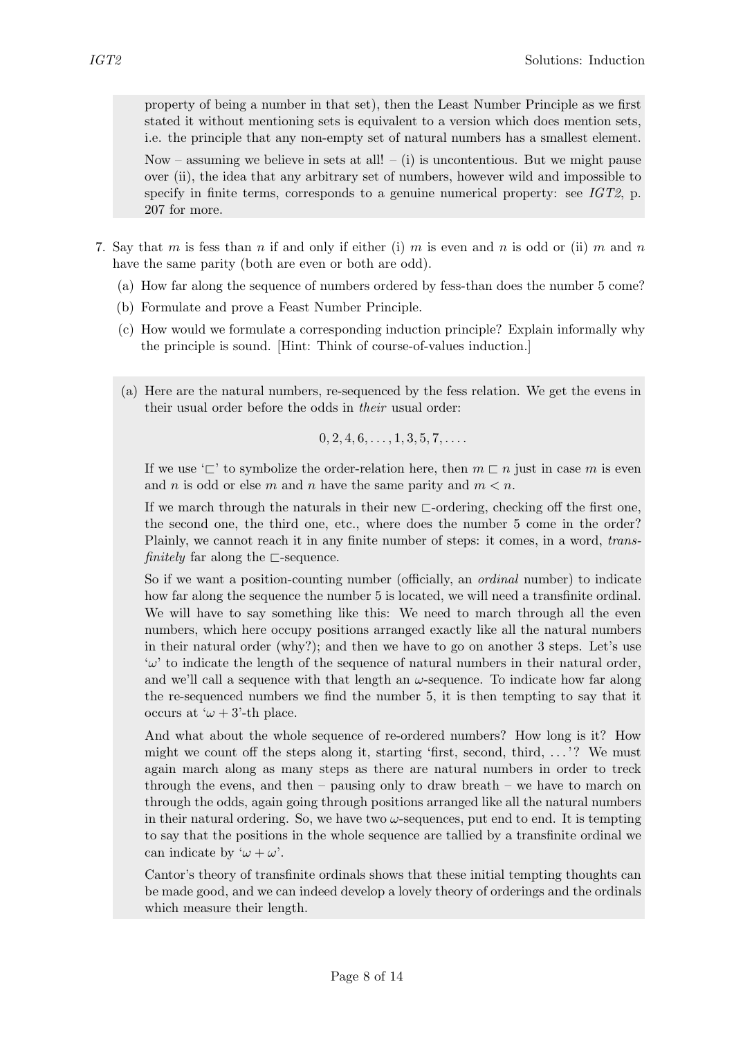property of being a number in that set), then the Least Number Principle as we first stated it without mentioning sets is equivalent to a version which does mention sets, i.e. the principle that any non-empty set of natural numbers has a smallest element.

Now – assuming we believe in sets at all! – (i) is uncontentious. But we might pause over (ii), the idea that any arbitrary set of numbers, however wild and impossible to specify in finite terms, corresponds to a genuine numerical property: see *IGT2*, p. 207 for more.

7. Say that $m$ is fess than $n$ if and only if either (i) $m$ is even and $n$ is odd or (ii) $m$ and $n$ have the same parity (both are even or both are odd).

   (a) How far along the sequence of numbers ordered by fess-than does the number 5 come?

   (b) Formulate and prove a Feast Number Principle.

   (c) How would we formulate a corresponding induction principle? Explain informally why the principle is sound. [Hint: Think of course-of-values induction.]

(a) Here are the natural numbers, re-sequenced by the fess relation. We get the evens in their usual order before the odds in *their* usual order:

$$0, 2, 4, 6, \ldots, 1, 3, 5, 7, \ldots.$$

If we use '$\sqsubset$' to symbolize the order-relation here, then $m \sqsubset n$ just in case $m$ is even and $n$ is odd or else $m$ and $n$ have the same parity and $m < n$.

If we march through the naturals in their new $\sqsubset$-ordering, checking off the first one, the second one, the third one, etc., where does the number 5 come in the order? Plainly, we cannot reach it in any finite number of steps: it comes, in a word, *transfinitely* far along the $\sqsubset$-sequence.

So if we want a position-counting number (officially, an *ordinal* number) to indicate how far along the sequence the number 5 is located, we will need a transfinite ordinal. We will have to say something like this: We need to march through all the even numbers, which here occupy positions arranged exactly like all the natural numbers in their natural order (why?); and then we have to go on another 3 steps. Let's use '$\omega$' to indicate the length of the sequence of natural numbers in their natural order, and we'll call a sequence with that length an $\omega$-sequence. To indicate how far along the re-sequenced numbers we find the number 5, it is then tempting to say that it occurs at '$\omega + 3$'-th place.

And what about the whole sequence of re-ordered numbers? How long is it? How might we count off the steps along it, starting 'first, second, third, ...'? We must again march along as many steps as there are natural numbers in order to treck through the evens, and then – pausing only to draw breath – we have to march on through the odds, again going through positions arranged like all the natural numbers in their natural ordering. So, we have two $\omega$-sequences, put end to end. It is tempting to say that the positions in the whole sequence are tallied by a transfinite ordinal we can indicate by '$\omega + \omega$'.

Cantor's theory of transfinite ordinals shows that these initial tempting thoughts can be made good, and we can indeed develop a lovely theory of orderings and the ordinals which measure their length.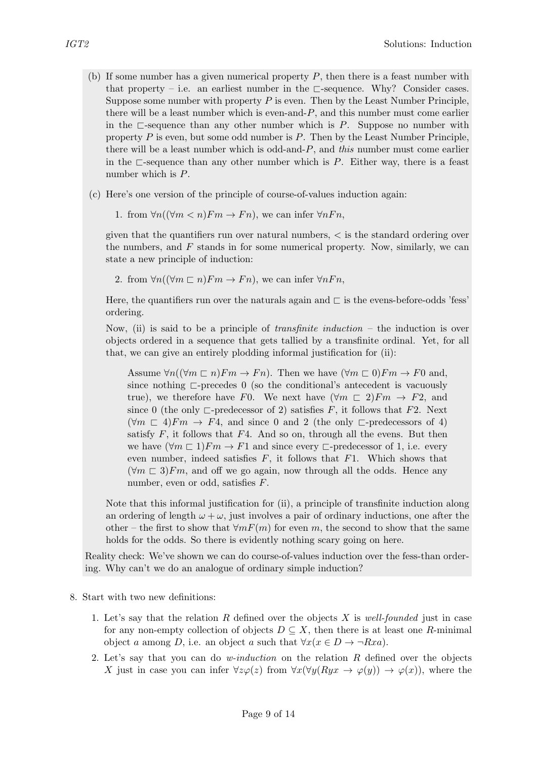(b) If some number has a given numerical property $P$, then there is a feast number with that property – i.e. an earliest number in the $\sqsubset$-sequence. Why? Consider cases. Suppose some number with property $P$ is even. Then by the Least Number Principle, there will be a least number which is even-and-$P$, and this number must come earlier in the $\sqsubset$-sequence than any other number which is $P$. Suppose no number with property $P$ is even, but some odd number is $P$. Then by the Least Number Principle, there will be a least number which is odd-and-$P$, and *this* number must come earlier in the $\sqsubset$-sequence than any other number which is $P$. Either way, there is a feast number which is $P$.

(c) Here's one version of the principle of course-of-values induction again:

1. from $\forall n((\forall m < n)Fm \to Fn)$, we can infer $\forall nFn$,

given that the quantifiers run over natural numbers, $<$ is the standard ordering over the numbers, and $F$ stands in for some numerical property. Now, similarly, we can state a new principle of induction:

2. from $\forall n((\forall m \sqsubset n)Fm \to Fn)$, we can infer $\forall nFn$,

Here, the quantifiers run over the naturals again and $\sqsubset$ is the evens-before-odds 'fess' ordering.

Now, (ii) is said to be a principle of *transfinite induction* – the induction is over objects ordered in a sequence that gets tallied by a transfinite ordinal. Yet, for all that, we can give an entirely plodding informal justification for (ii):

> Assume $\forall n((\forall m \sqsubset n)Fm \to Fn)$. Then we have $(\forall m \sqsubset 0)Fm \to F0$ and, since nothing $\sqsubset$-precedes 0 (so the conditional's antecedent is vacuously true), we therefore have $F0$. We next have $(\forall m \sqsubset 2)Fm \to F2$, and since 0 (the only $\sqsubset$-predecessor of 2) satisfies $F$, it follows that $F2$. Next $(\forall m \sqsubset 4)Fm \to F4$, and since 0 and 2 (the only $\sqsubset$-predecessors of 4) satisfy $F$, it follows that $F4$. And so on, through all the evens. But then we have $(\forall m \sqsubset 1)Fm \to F1$ and since every $\sqsubset$-predecessor of 1, i.e. every even number, indeed satisfies $F$, it follows that $F1$. Which shows that $(\forall m \sqsubset 3)Fm$, and off we go again, now through all the odds. Hence any number, even or odd, satisfies $F$.

Note that this informal justification for (ii), a principle of transfinite induction along an ordering of length $\omega + \omega$, just involves a pair of ordinary inductions, one after the other – the first to show that $\forall mF(m)$ for even $m$, the second to show that the same holds for the odds. So there is evidently nothing scary going on here.

Reality check: We've shown we can do course-of-values induction over the fess-than ordering. Why can't we do an analogue of ordinary simple induction?

8. Start with two new definitions:

   1. Let's say that the relation $R$ defined over the objects $X$ is *well-founded* just in case for any non-empty collection of objects $D \subseteq X$, then there is at least one $R$-minimal object $a$ among $D$, i.e. an object $a$ such that $\forall x(x \in D \to \neg Rxa)$.
   2. Let's say that you can do *w-induction* on the relation $R$ defined over the objects $X$ just in case you can infer $\forall z\varphi(z)$ from $\forall x(\forall y(Ryx \to \varphi(y)) \to \varphi(x))$, where the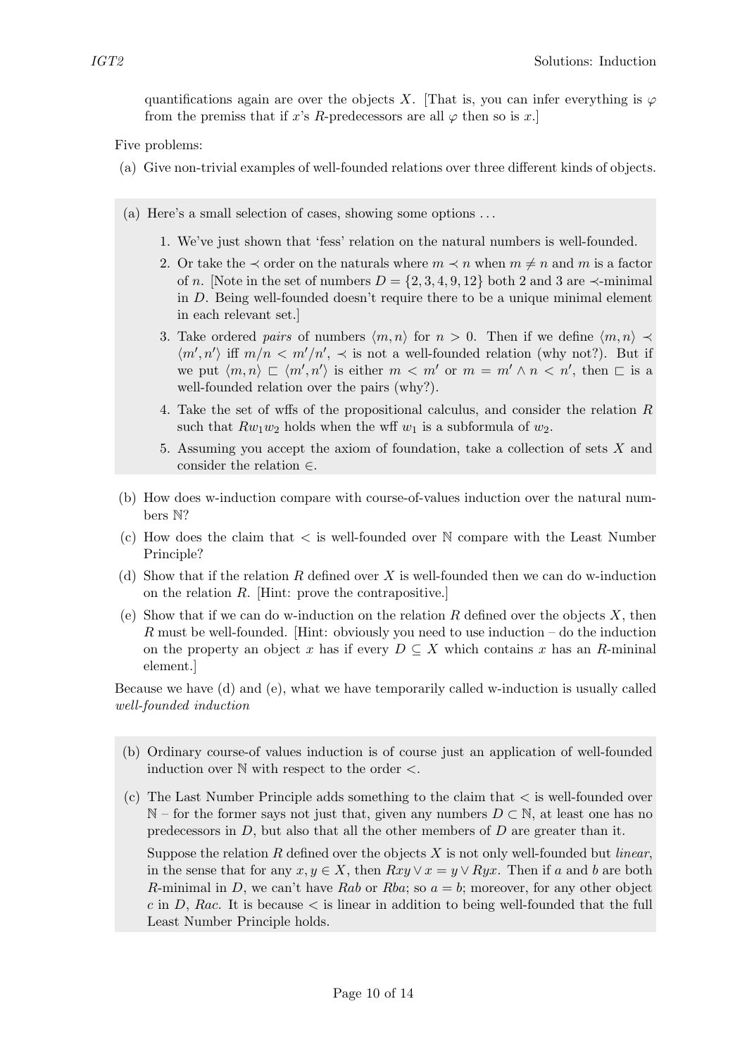quantifications again are over the objects $X$. [That is, you can infer everything is $\varphi$ from the premiss that if $x$'s $R$-predecessors are all $\varphi$ then so is $x$.]

Five problems:

(a) Give non-trivial examples of well-founded relations over three different kinds of objects.

> (a) Here's a small selection of cases, showing some options ...
>
> 1. We've just shown that 'fess' relation on the natural numbers is well-founded.
> 2. Or take the $\prec$ order on the naturals where $m \prec n$ when $m \neq n$ and $m$ is a factor of $n$. [Note in the set of numbers $D = \{2, 3, 4, 9, 12\}$ both 2 and 3 are $\prec$-minimal in $D$. Being well-founded doesn't require there to be a unique minimal element in each relevant set.]
> 3. Take ordered *pairs* of numbers $\langle m, n\rangle$ for $n > 0$. Then if we define $\langle m, n\rangle \prec \langle m', n'\rangle$ iff $m/n < m'/n'$, $\prec$ is not a well-founded relation (why not?). But if we put $\langle m, n\rangle \sqsubset \langle m', n'\rangle$ is either $m < m'$ or $m = m' \wedge n < n'$, then $\sqsubset$ is a well-founded relation over the pairs (why?).
> 4. Take the set of wffs of the propositional calculus, and consider the relation $R$ such that $Rw_1w_2$ holds when the wff $w_1$ is a subformula of $w_2$.
> 5. Assuming you accept the axiom of foundation, take a collection of sets $X$ and consider the relation $\in$.

(b) How does w-induction compare with course-of-values induction over the natural numbers $\mathbb{N}$?

(c) How does the claim that $<$ is well-founded over $\mathbb{N}$ compare with the Least Number Principle?

(d) Show that if the relation $R$ defined over $X$ is well-founded then we can do w-induction on the relation $R$. [Hint: prove the contrapositive.]

(e) Show that if we can do w-induction on the relation $R$ defined over the objects $X$, then $R$ must be well-founded. [Hint: obviously you need to use induction – do the induction on the property an object $x$ has if every $D \subseteq X$ which contains $x$ has an $R$-mininal element.]

Because we have (d) and (e), what we have temporarily called w-induction is usually called *well-founded induction*

> (b) Ordinary course-of values induction is of course just an application of well-founded induction over $\mathbb{N}$ with respect to the order $<$.
>
> (c) The Last Number Principle adds something to the claim that $<$ is well-founded over $\mathbb{N}$ – for the former says not just that, given any numbers $D \subset \mathbb{N}$, at least one has no predecessors in $D$, but also that all the other members of $D$ are greater than it.
>
> Suppose the relation $R$ defined over the objects $X$ is not only well-founded but *linear*, in the sense that for any $x, y \in X$, then $Rxy \vee x = y \vee Ryx$. Then if $a$ and $b$ are both $R$-minimal in $D$, we can't have $Rab$ or $Rba$; so $a = b$; moreover, for any other object $c$ in $D$, $Rac$. It is because $<$ is linear in addition to being well-founded that the full Least Number Principle holds.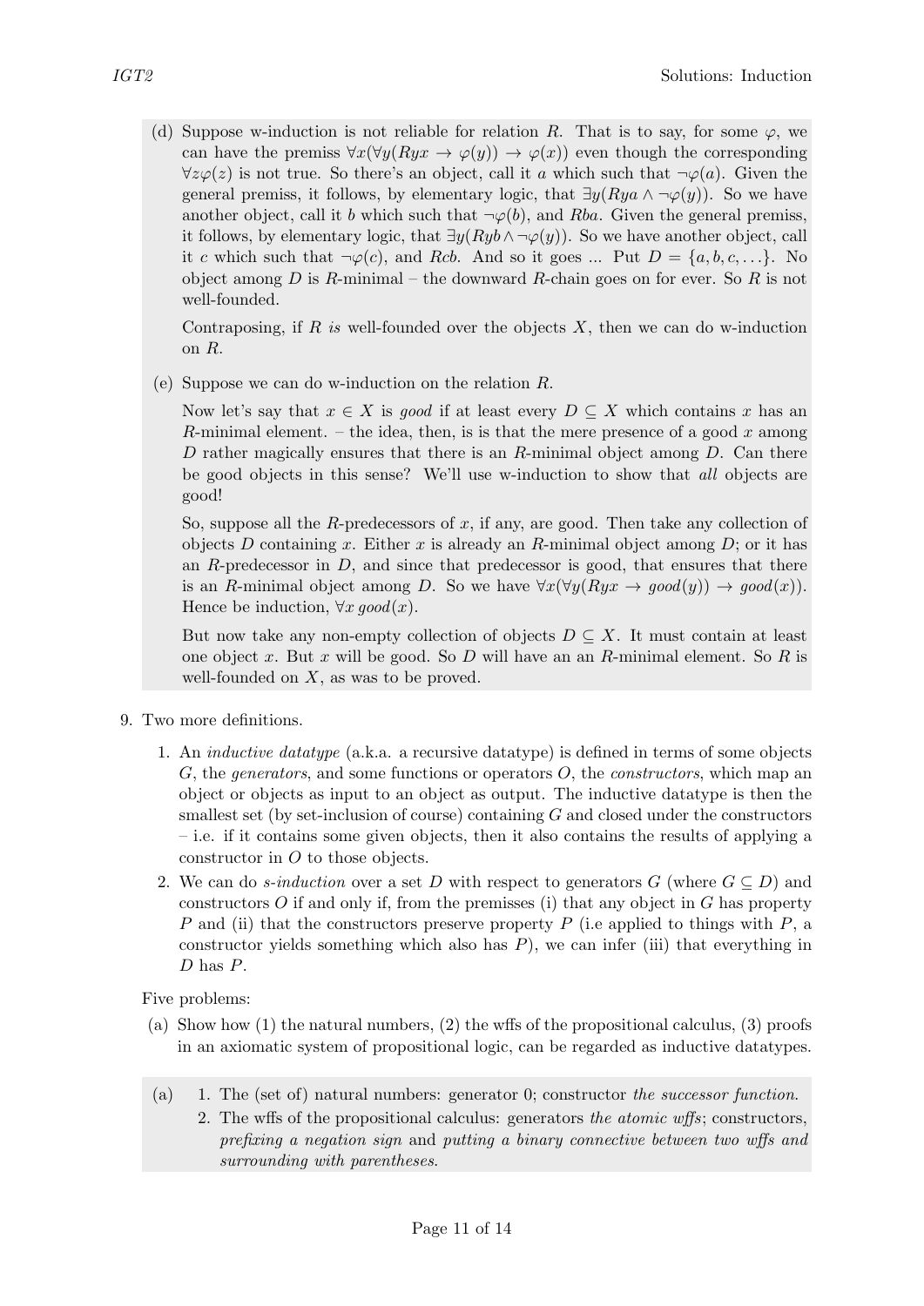(d) Suppose w-induction is not reliable for relation $R$. That is to say, for some $\varphi$, we can have the premiss $\forall x(\forall y(Ryx \to \varphi(y)) \to \varphi(x))$ even though the corresponding $\forall z \varphi(z)$ is not true. So there's an object, call it $a$ which such that $\neg\varphi(a)$. Given the general premiss, it follows, by elementary logic, that $\exists y(Rya \wedge \neg\varphi(y))$. So we have another object, call it $b$ which such that $\neg\varphi(b)$, and $Rba$. Given the general premiss, it follows, by elementary logic, that $\exists y(Ryb \wedge \neg\varphi(y))$. So we have another object, call it $c$ which such that $\neg\varphi(c)$, and $Rcb$. And so it goes ... Put $D = \{a, b, c, \ldots\}$. No object among $D$ is $R$-minimal – the downward $R$-chain goes on for ever. So $R$ is not well-founded.

Contraposing, if $R$ *is* well-founded over the objects $X$, then we can do w-induction on $R$.

(e) Suppose we can do w-induction on the relation $R$.

Now let's say that $x \in X$ is *good* if at least every $D \subseteq X$ which contains $x$ has an $R$-minimal element. – the idea, then, is is that the mere presence of a good $x$ among $D$ rather magically ensures that there is an $R$-minimal object among $D$. Can there be good objects in this sense? We'll use w-induction to show that *all* objects are good!

So, suppose all the $R$-predecessors of $x$, if any, are good. Then take any collection of objects $D$ containing $x$. Either $x$ is already an $R$-minimal object among $D$; or it has an $R$-predecessor in $D$, and since that predecessor is good, that ensures that there is an $R$-minimal object among $D$. So we have $\forall x(\forall y(Ryx \to good(y)) \to good(x))$. Hence be induction, $\forall x\, good(x)$.

But now take any non-empty collection of objects $D \subseteq X$. It must contain at least one object $x$. But $x$ will be good. So $D$ will have an an $R$-minimal element. So $R$ is well-founded on $X$, as was to be proved.

9. Two more definitions.

   1. An *inductive datatype* (a.k.a. a recursive datatype) is defined in terms of some objects $G$, the *generators*, and some functions or operators $O$, the *constructors*, which map an object or objects as input to an object as output. The inductive datatype is then the smallest set (by set-inclusion of course) containing $G$ and closed under the constructors – i.e. if it contains some given objects, then it also contains the results of applying a constructor in $O$ to those objects.
   2. We can do *s-induction* over a set $D$ with respect to generators $G$ (where $G \subseteq D$) and constructors $O$ if and only if, from the premisses (i) that any object in $G$ has property $P$ and (ii) that the constructors preserve property $P$ (i.e applied to things with $P$, a constructor yields something which also has $P$), we can infer (iii) that everything in $D$ has $P$.

   Five problems:

   (a) Show how (1) the natural numbers, (2) the wffs of the propositional calculus, (3) proofs in an axiomatic system of propositional logic, can be regarded as inductive datatypes.

   (a) 1. The (set of) natural numbers: generator 0; constructor *the successor function*.
   2. The wffs of the propositional calculus: generators *the atomic wffs*; constructors, *prefixing a negation sign* and *putting a binary connective between two wffs and surrounding with parentheses.*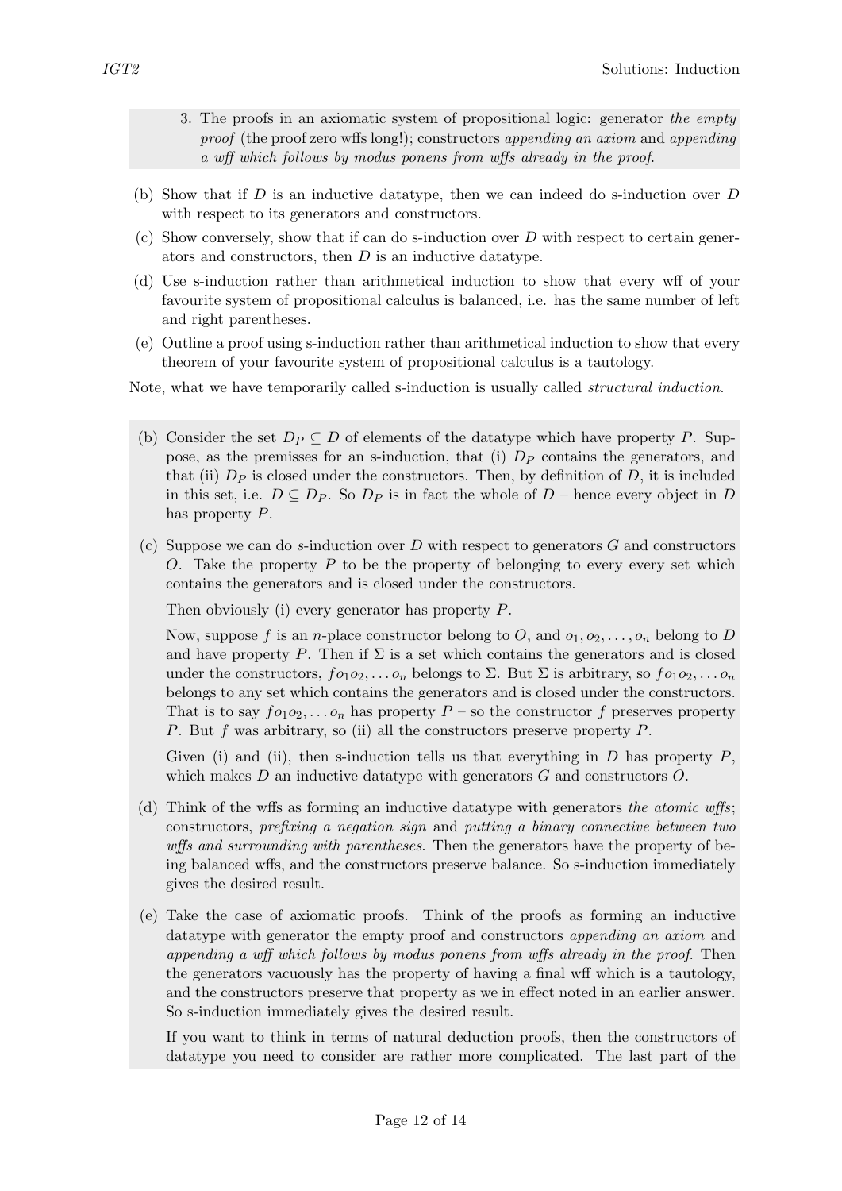3. The proofs in an axiomatic system of propositional logic: generator *the empty proof* (the proof zero wffs long!); constructors *appending an axiom* and *appending a wff which follows by modus ponens from wffs already in the proof.*

(b) Show that if $D$ is an inductive datatype, then we can indeed do s-induction over $D$ with respect to its generators and constructors.

(c) Show conversely, show that if can do s-induction over $D$ with respect to certain generators and constructors, then $D$ is an inductive datatype.

(d) Use s-induction rather than arithmetical induction to show that every wff of your favourite system of propositional calculus is balanced, i.e. has the same number of left and right parentheses.

(e) Outline a proof using s-induction rather than arithmetical induction to show that every theorem of your favourite system of propositional calculus is a tautology.

Note, what we have temporarily called s-induction is usually called *structural induction*.

(b) Consider the set $D_P \subseteq D$ of elements of the datatype which have property $P$. Suppose, as the premisses for an s-induction, that (i) $D_P$ contains the generators, and that (ii) $D_P$ is closed under the constructors. Then, by definition of $D$, it is included in this set, i.e. $D \subseteq D_P$. So $D_P$ is in fact the whole of $D$ – hence every object in $D$ has property $P$.

(c) Suppose we can do *s*-induction over $D$ with respect to generators $G$ and constructors $O$. Take the property $P$ to be the property of belonging to every every set which contains the generators and is closed under the constructors.

Then obviously (i) every generator has property $P$.

Now, suppose $f$ is an $n$-place constructor belong to $O$, and $o_1, o_2, \ldots, o_n$ belong to $D$ and have property $P$. Then if $\Sigma$ is a set which contains the generators and is closed under the constructors, $fo_1o_2, \ldots o_n$ belongs to $\Sigma$. But $\Sigma$ is arbitrary, so $fo_1o_2, \ldots o_n$ belongs to any set which contains the generators and is closed under the constructors. That is to say $fo_1o_2, \ldots o_n$ has property $P$ – so the constructor $f$ preserves property $P$. But $f$ was arbitrary, so (ii) all the constructors preserve property $P$.

Given (i) and (ii), then s-induction tells us that everything in $D$ has property $P$, which makes $D$ an inductive datatype with generators $G$ and constructors $O$.

(d) Think of the wffs as forming an inductive datatype with generators *the atomic wffs*; constructors, *prefixing a negation sign* and *putting a binary connective between two wffs and surrounding with parentheses.* Then the generators have the property of being balanced wffs, and the constructors preserve balance. So s-induction immediately gives the desired result.

(e) Take the case of axiomatic proofs. Think of the proofs as forming an inductive datatype with generator the empty proof and constructors *appending an axiom* and *appending a wff which follows by modus ponens from wffs already in the proof.* Then the generators vacuously has the property of having a final wff which is a tautology, and the constructors preserve that property as we in effect noted in an earlier answer. So s-induction immediately gives the desired result.

If you want to think in terms of natural deduction proofs, then the constructors of datatype you need to consider are rather more complicated. The last part of the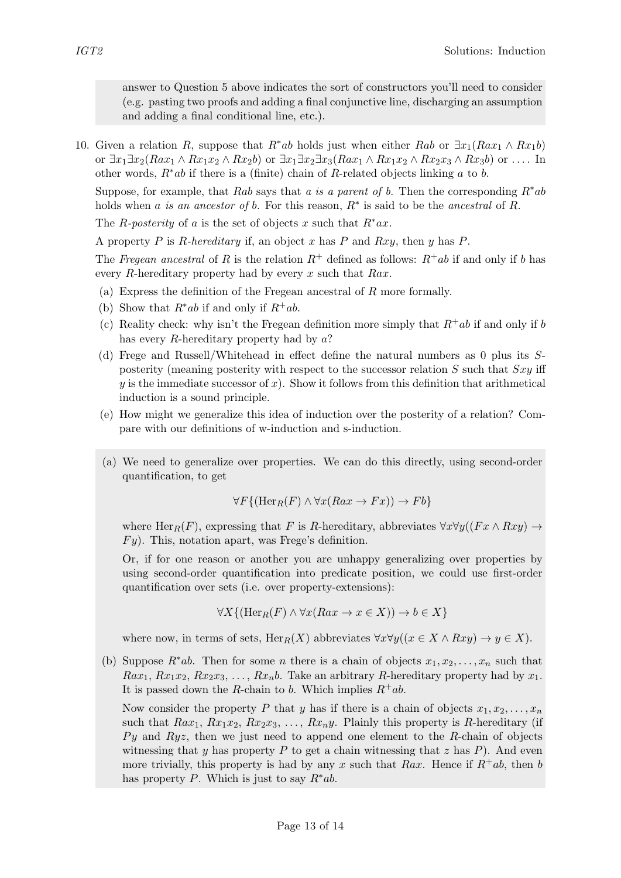answer to Question 5 above indicates the sort of constructors you'll need to consider (e.g. pasting two proofs and adding a final conjunctive line, discharging an assumption and adding a final conditional line, etc.).

10. Given a relation $R$, suppose that $R^*ab$ holds just when either $Rab$ or $\exists x_1(Rax_1 \wedge Rx_1b)$ or $\exists x_1\exists x_2(Rax_1 \wedge Rx_1x_2 \wedge Rx_2b)$ or $\exists x_1\exists x_2\exists x_3(Rax_1 \wedge Rx_1x_2 \wedge Rx_2x_3 \wedge Rx_3b)$ or .... In other words, $R^*ab$ if there is a (finite) chain of $R$-related objects linking $a$ to $b$.

    Suppose, for example, that $Rab$ says that *a is a parent of b*. Then the corresponding $R^*ab$ holds when *a is an ancestor of b*. For this reason, $R^*$ is said to be the *ancestral* of $R$.

    The *R-posterity* of $a$ is the set of objects $x$ such that $R^*ax$.

    A property $P$ is *R-hereditary* if, an object $x$ has $P$ and $Rxy$, then $y$ has $P$.

    The *Fregean ancestral* of $R$ is the relation $R^+$ defined as follows: $R^+ab$ if and only if $b$ has every $R$-hereditary property had by every $x$ such that $Rax$.

    (a) Express the definition of the Fregean ancestral of $R$ more formally.

    (b) Show that $R^*ab$ if and only if $R^+ab$.

    (c) Reality check: why isn't the Fregean definition more simply that $R^+ab$ if and only if $b$ has every $R$-hereditary property had by $a$?

    (d) Frege and Russell/Whitehead in effect define the natural numbers as 0 plus its $S$-posterity (meaning posterity with respect to the successor relation $S$ such that $Sxy$ iff $y$ is the immediate successor of $x$). Show it follows from this definition that arithmetical induction is a sound principle.

    (e) How might we generalize this idea of induction over the posterity of a relation? Compare with our definitions of w-induction and s-induction.

    (a) We need to generalize over properties. We can do this directly, using second-order quantification, to get

    $$\forall F\{(\mathrm{Her}_R(F) \wedge \forall x(Rax \to Fx)) \to Fb\}$$

    where $\mathrm{Her}_R(F)$, expressing that $F$ is $R$-hereditary, abbreviates $\forall x\forall y((Fx \wedge Rxy) \to Fy)$. This, notation apart, was Frege's definition.

    Or, if for one reason or another you are unhappy generalizing over properties by using second-order quantification into predicate position, we could use first-order quantification over sets (i.e. over property-extensions):

    $$\forall X\{(\mathrm{Her}_R(F) \wedge \forall x(Rax \to x \in X)) \to b \in X\}$$

    where now, in terms of sets, $\mathrm{Her}_R(X)$ abbreviates $\forall x\forall y((x \in X \wedge Rxy) \to y \in X)$.

    (b) Suppose $R^*ab$. Then for some $n$ there is a chain of objects $x_1, x_2, \ldots, x_n$ such that $Rax_1$, $Rx_1x_2$, $Rx_2x_3$, ..., $Rx_nb$. Take an arbitrary $R$-hereditary property had by $x_1$. It is passed down the $R$-chain to $b$. Which implies $R^+ab$.

    Now consider the property $P$ that $y$ has if there is a chain of objects $x_1, x_2, \ldots, x_n$ such that $Rax_1$, $Rx_1x_2$, $Rx_2x_3$, ..., $Rx_ny$. Plainly this property is $R$-hereditary (if $Py$ and $Ryz$, then we just need to append one element to the $R$-chain of objects witnessing that $y$ has property $P$ to get a chain witnessing that $z$ has $P$). And even more trivially, this property is had by any $x$ such that $Rax$. Hence if $R^+ab$, then $b$ has property $P$. Which is just to say $R^*ab$.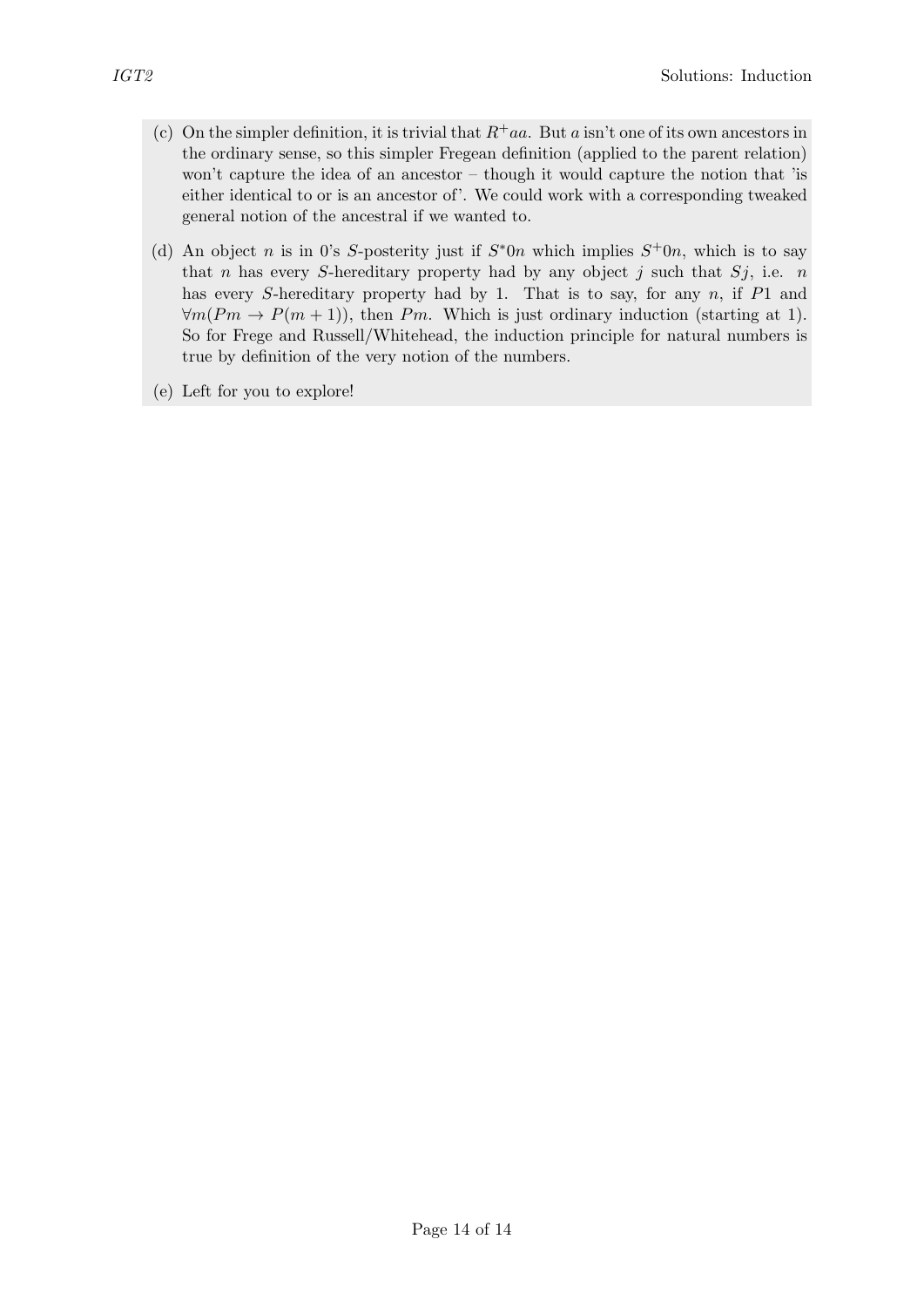(c) On the simpler definition, it is trivial that $R^+aa$. But $a$ isn't one of its own ancestors in the ordinary sense, so this simpler Fregean definition (applied to the parent relation) won't capture the idea of an ancestor – though it would capture the notion that 'is either identical to or is an ancestor of'. We could work with a corresponding tweaked general notion of the ancestral if we wanted to.

(d) An object $n$ is in 0's $S$-posterity just if $S^*0n$ which implies $S^+0n$, which is to say that $n$ has every $S$-hereditary property had by any object $j$ such that $Sj$, i.e. $n$ has every $S$-hereditary property had by 1. That is to say, for any $n$, if $P1$ and $\forall m(Pm \to P(m+1))$, then $Pm$. Which is just ordinary induction (starting at 1). So for Frege and Russell/Whitehead, the induction principle for natural numbers is true by definition of the very notion of the numbers.

(e) Left for you to explore!